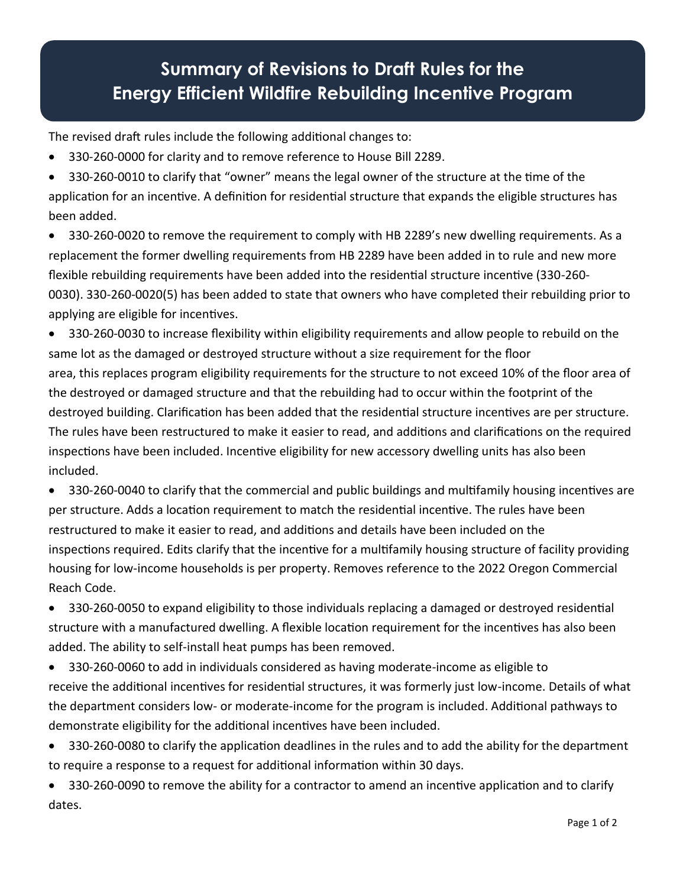# Summary of Revisions to Draft Rules for the Energy Efficient Wildfire Rebuilding Incentive Program

The revised draft rules include the following additional changes to:

- 330-260-0000 for clarity and to remove reference to House Bill 2289.
- 330-260-0010 to clarify that "owner" means the legal owner of the structure at the time of the application for an incentive. A definition for residential structure that expands the eligible structures has been added.
- 330-260-0020 to remove the requirement to comply with HB 2289's new dwelling requirements. As a replacement the former dwelling requirements from HB 2289 have been added in to rule and new more flexible rebuilding requirements have been added into the residential structure incentive (330-260-0030). 330-260-0020(5) has been added to state that owners who have completed their rebuilding prior to applying are eligible for incentives.
- 330-260-0030 to increase flexibility within eligibility requirements and allow people to rebuild on the same lot as the damaged or destroyed structure without a size requirement for the floor area, this replaces program eligibility requirements for the structure to not exceed 10% of the floor area of the destroyed or damaged structure and that the rebuilding had to occur within the footprint of the destroyed building. Clarification has been added that the residential structure incentives are per structure. The rules have been restructured to make it easier to read, and additions and clarifications on the required inspections have been included. Incentive eligibility for new accessory dwelling units has also been included.
- 330-260-0040 to clarify that the commercial and public buildings and multifamily housing incentives are per structure. Adds a location requirement to match the residential incentive. The rules have been restructured to make it easier to read, and additions and details have been included on the inspections required. Edits clarify that the incentive for a multifamily housing structure of facility providing housing for low-income households is per property. Removes reference to the 2022 Oregon Commercial Reach Code.
- 330-260-0050 to expand eligibility to those individuals replacing a damaged or destroyed residential structure with a manufactured dwelling. A flexible location requirement for the incentives has also been added. The ability to self-install heat pumps has been removed.
- 330-260-0060 to add in individuals considered as having moderate-income as eligible to receive the additional incentives for residential structures, it was formerly just low-income. Details of what the department considers low- or moderate-income for the program is included. Additional pathways to demonstrate eligibility for the additional incentives have been included.
- 330-260-0080 to clarify the application deadlines in the rules and to add the ability for the department to require a response to a request for additional information within 30 days.
- 330-260-0090 to remove the ability for a contractor to amend an incentive application and to clarify dates.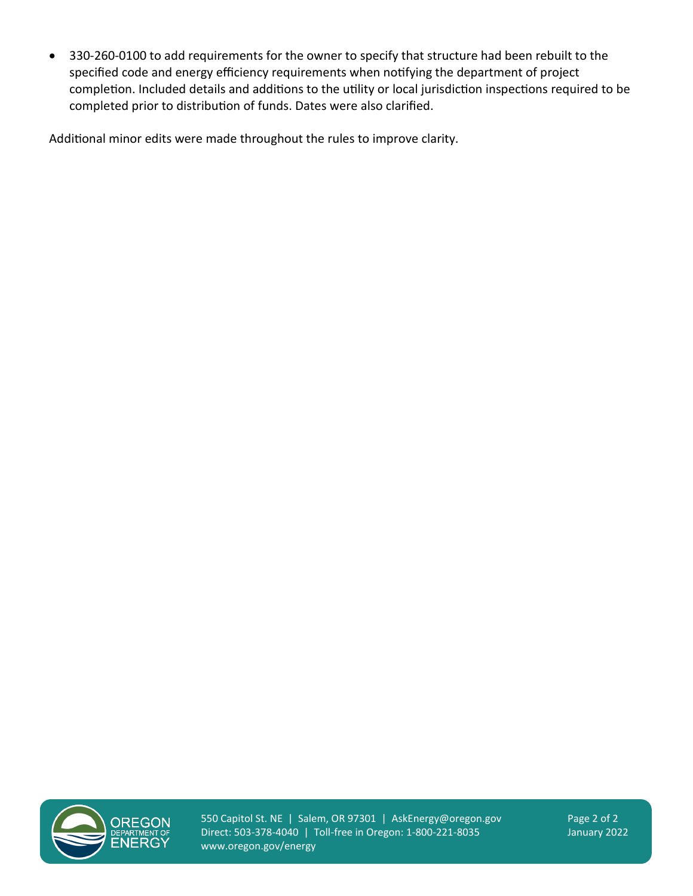- 330-260-0100 to add requirements for the owner to specify that structure had been rebuilt to the specified code and energy efficiency requirements when notifying the department of project completion. Included details and additions to the utility or local jurisdiction inspections required to be completed prior to distribution of funds. Dates were also clarified.

Additional minor edits were made throughout the rules to improve clarity.